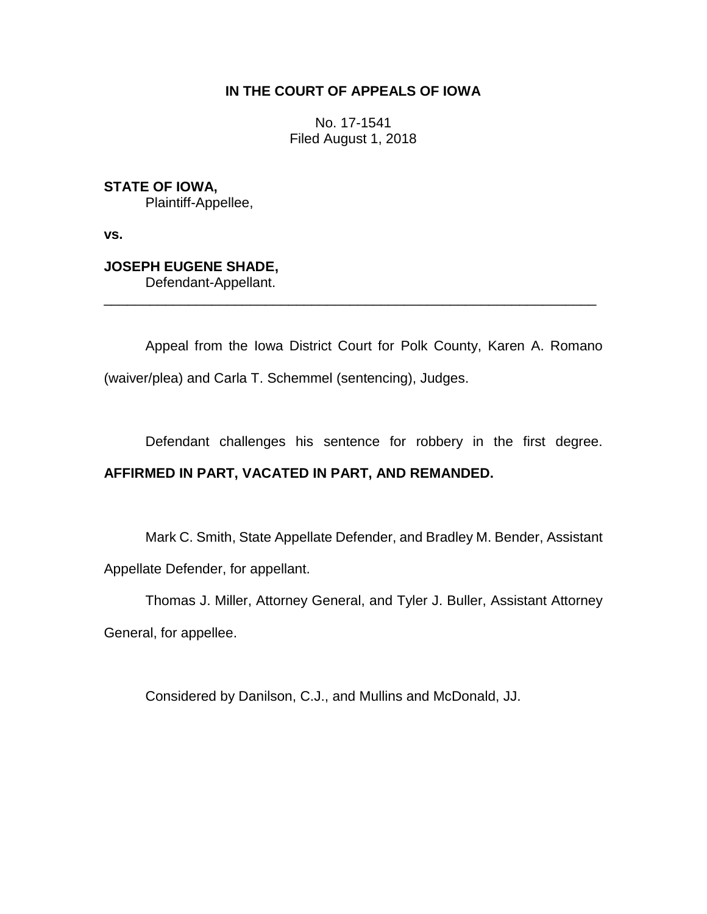**IN THE COURT OF APPEALS OF IOWA**

No. 17-1541
Filed August 1, 2018

**STATE OF IOWA,**
Plaintiff-Appellee,

**vs.**

**JOSEPH EUGENE SHADE,**
Defendant-Appellant.

---

Appeal from the Iowa District Court for Polk County, Karen A. Romano (waiver/plea) and Carla T. Schemmel (sentencing), Judges.

Defendant challenges his sentence for robbery in the first degree. **AFFIRMED IN PART, VACATED IN PART, AND REMANDED.**

Mark C. Smith, State Appellate Defender, and Bradley M. Bender, Assistant Appellate Defender, for appellant.

Thomas J. Miller, Attorney General, and Tyler J. Buller, Assistant Attorney General, for appellee.

Considered by Danilson, C.J., and Mullins and McDonald, JJ.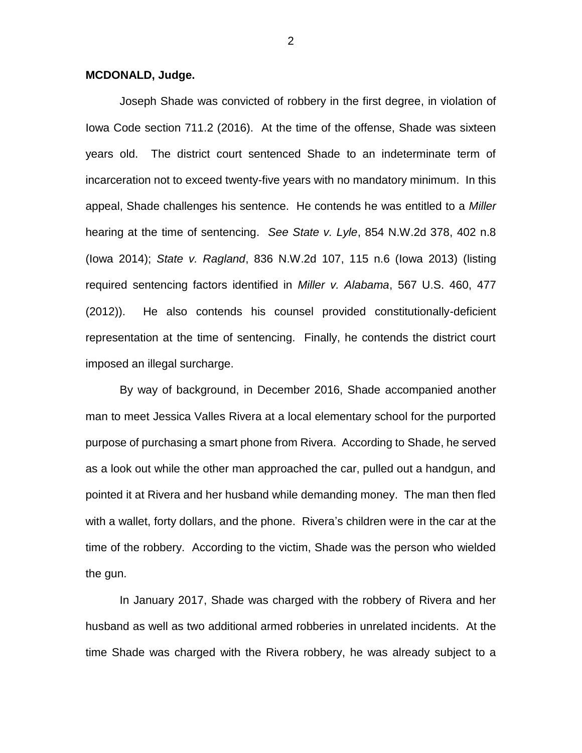**MCDONALD, Judge.**

Joseph Shade was convicted of robbery in the first degree, in violation of Iowa Code section 711.2 (2016). At the time of the offense, Shade was sixteen years old. The district court sentenced Shade to an indeterminate term of incarceration not to exceed twenty-five years with no mandatory minimum. In this appeal, Shade challenges his sentence. He contends he was entitled to a *Miller* hearing at the time of sentencing. *See State v. Lyle*, 854 N.W.2d 378, 402 n.8 (Iowa 2014); *State v. Ragland*, 836 N.W.2d 107, 115 n.6 (Iowa 2013) (listing required sentencing factors identified in *Miller v. Alabama*, 567 U.S. 460, 477 (2012)). He also contends his counsel provided constitutionally-deficient representation at the time of sentencing. Finally, he contends the district court imposed an illegal surcharge.

By way of background, in December 2016, Shade accompanied another man to meet Jessica Valles Rivera at a local elementary school for the purported purpose of purchasing a smart phone from Rivera. According to Shade, he served as a look out while the other man approached the car, pulled out a handgun, and pointed it at Rivera and her husband while demanding money. The man then fled with a wallet, forty dollars, and the phone. Rivera's children were in the car at the time of the robbery. According to the victim, Shade was the person who wielded the gun.

In January 2017, Shade was charged with the robbery of Rivera and her husband as well as two additional armed robberies in unrelated incidents. At the time Shade was charged with the Rivera robbery, he was already subject to a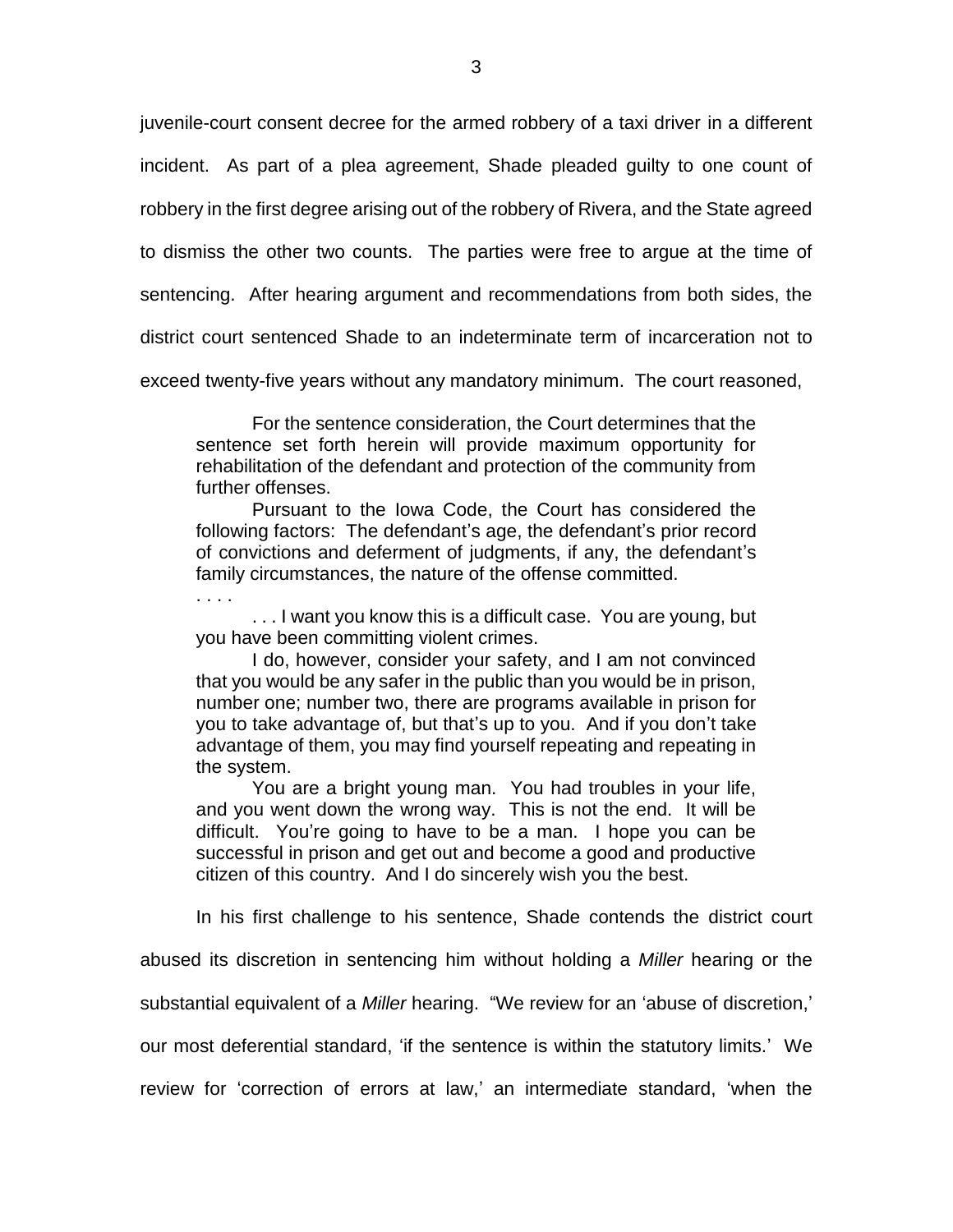juvenile-court consent decree for the armed robbery of a taxi driver in a different incident. As part of a plea agreement, Shade pleaded guilty to one count of robbery in the first degree arising out of the robbery of Rivera, and the State agreed to dismiss the other two counts. The parties were free to argue at the time of sentencing. After hearing argument and recommendations from both sides, the district court sentenced Shade to an indeterminate term of incarceration not to exceed twenty-five years without any mandatory minimum. The court reasoned,

> For the sentence consideration, the Court determines that the sentence set forth herein will provide maximum opportunity for rehabilitation of the defendant and protection of the community from further offenses.
>
> Pursuant to the Iowa Code, the Court has considered the following factors: The defendant's age, the defendant's prior record of convictions and deferment of judgments, if any, the defendant's family circumstances, the nature of the offense committed.
>
> . . . .
>
> . . . I want you know this is a difficult case. You are young, but you have been committing violent crimes.
>
> I do, however, consider your safety, and I am not convinced that you would be any safer in the public than you would be in prison, number one; number two, there are programs available in prison for you to take advantage of, but that's up to you. And if you don't take advantage of them, you may find yourself repeating and repeating in the system.
>
> You are a bright young man. You had troubles in your life, and you went down the wrong way. This is not the end. It will be difficult. You're going to have to be a man. I hope you can be successful in prison and get out and become a good and productive citizen of this country. And I do sincerely wish you the best.

In his first challenge to his sentence, Shade contends the district court abused its discretion in sentencing him without holding a *Miller* hearing or the substantial equivalent of a *Miller* hearing. "We review for an 'abuse of discretion,' our most deferential standard, 'if the sentence is within the statutory limits.' We review for 'correction of errors at law,' an intermediate standard, 'when the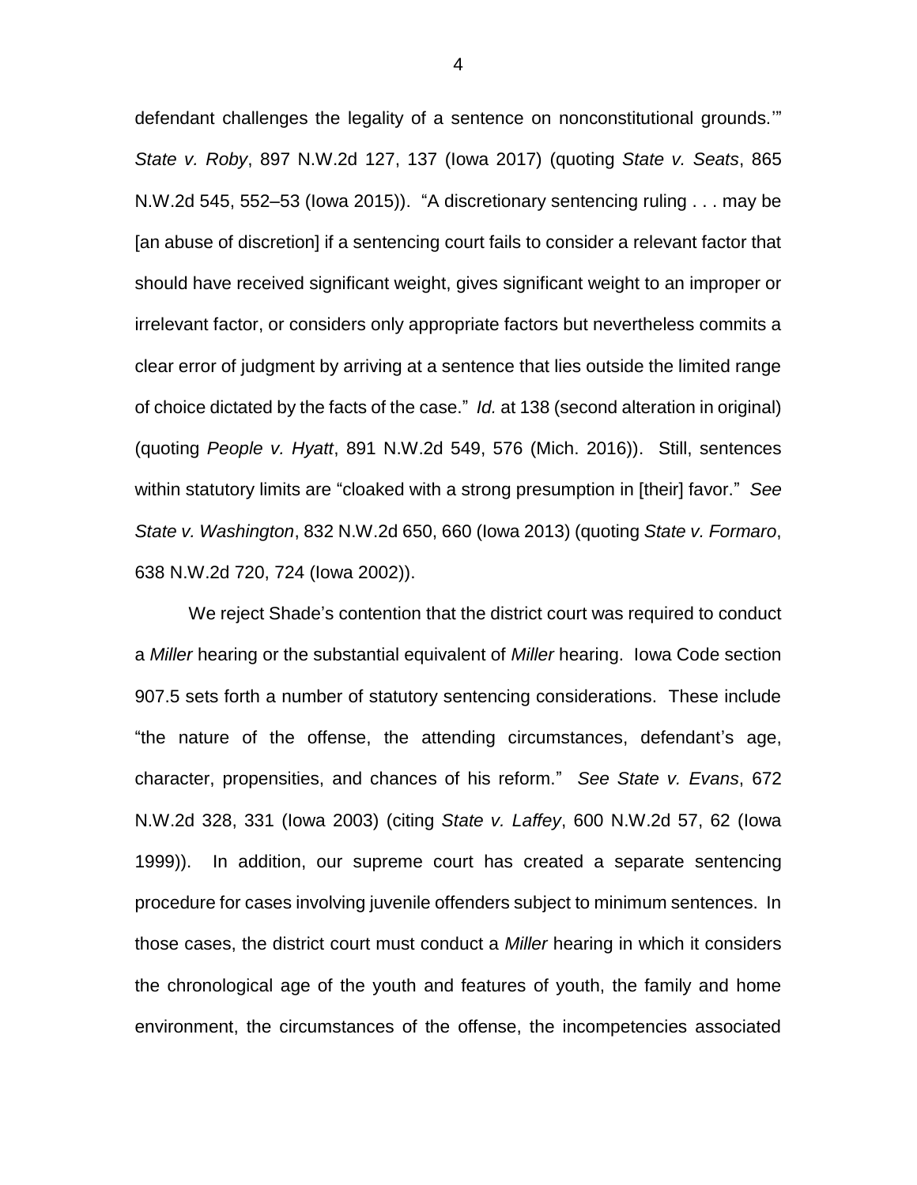defendant challenges the legality of a sentence on nonconstitutional grounds.'" *State v. Roby*, 897 N.W.2d 127, 137 (Iowa 2017) (quoting *State v. Seats*, 865 N.W.2d 545, 552–53 (Iowa 2015)). "A discretionary sentencing ruling . . . may be [an abuse of discretion] if a sentencing court fails to consider a relevant factor that should have received significant weight, gives significant weight to an improper or irrelevant factor, or considers only appropriate factors but nevertheless commits a clear error of judgment by arriving at a sentence that lies outside the limited range of choice dictated by the facts of the case." *Id.* at 138 (second alteration in original) (quoting *People v. Hyatt*, 891 N.W.2d 549, 576 (Mich. 2016)). Still, sentences within statutory limits are "cloaked with a strong presumption in [their] favor." *See State v. Washington*, 832 N.W.2d 650, 660 (Iowa 2013) (quoting *State v. Formaro*, 638 N.W.2d 720, 724 (Iowa 2002)).

We reject Shade's contention that the district court was required to conduct a *Miller* hearing or the substantial equivalent of *Miller* hearing. Iowa Code section 907.5 sets forth a number of statutory sentencing considerations. These include "the nature of the offense, the attending circumstances, defendant's age, character, propensities, and chances of his reform." *See State v. Evans*, 672 N.W.2d 328, 331 (Iowa 2003) (citing *State v. Laffey*, 600 N.W.2d 57, 62 (Iowa 1999)). In addition, our supreme court has created a separate sentencing procedure for cases involving juvenile offenders subject to minimum sentences. In those cases, the district court must conduct a *Miller* hearing in which it considers the chronological age of the youth and features of youth, the family and home environment, the circumstances of the offense, the incompetencies associated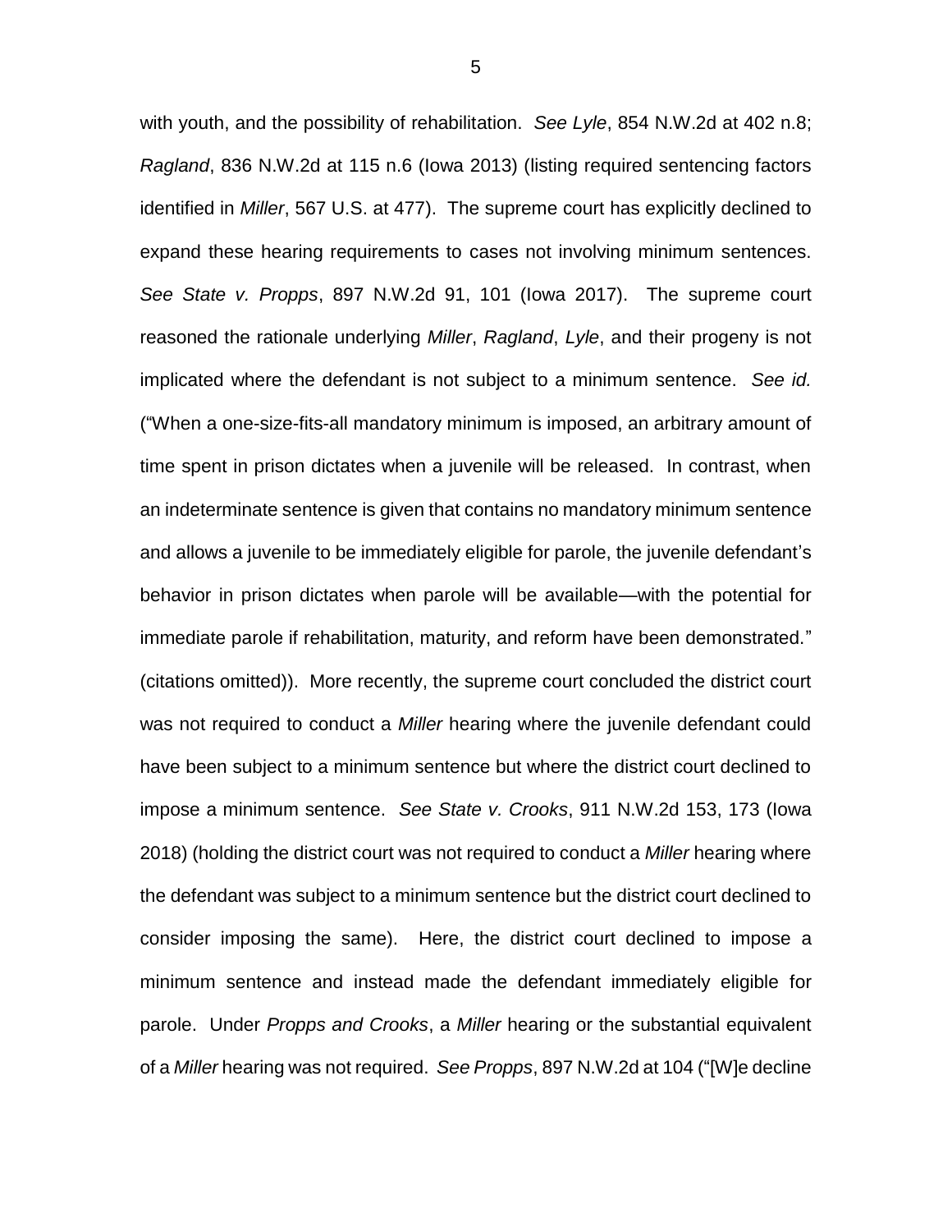with youth, and the possibility of rehabilitation. *See Lyle*, 854 N.W.2d at 402 n.8; *Ragland*, 836 N.W.2d at 115 n.6 (Iowa 2013) (listing required sentencing factors identified in *Miller*, 567 U.S. at 477). The supreme court has explicitly declined to expand these hearing requirements to cases not involving minimum sentences. *See State v. Propps*, 897 N.W.2d 91, 101 (Iowa 2017). The supreme court reasoned the rationale underlying *Miller*, *Ragland*, *Lyle*, and their progeny is not implicated where the defendant is not subject to a minimum sentence. *See id.* ("When a one-size-fits-all mandatory minimum is imposed, an arbitrary amount of time spent in prison dictates when a juvenile will be released. In contrast, when an indeterminate sentence is given that contains no mandatory minimum sentence and allows a juvenile to be immediately eligible for parole, the juvenile defendant's behavior in prison dictates when parole will be available—with the potential for immediate parole if rehabilitation, maturity, and reform have been demonstrated." (citations omitted)). More recently, the supreme court concluded the district court was not required to conduct a *Miller* hearing where the juvenile defendant could have been subject to a minimum sentence but where the district court declined to impose a minimum sentence. *See State v. Crooks*, 911 N.W.2d 153, 173 (Iowa 2018) (holding the district court was not required to conduct a *Miller* hearing where the defendant was subject to a minimum sentence but the district court declined to consider imposing the same). Here, the district court declined to impose a minimum sentence and instead made the defendant immediately eligible for parole. Under *Propps and Crooks*, a *Miller* hearing or the substantial equivalent of a *Miller* hearing was not required. *See Propps*, 897 N.W.2d at 104 ("[W]e decline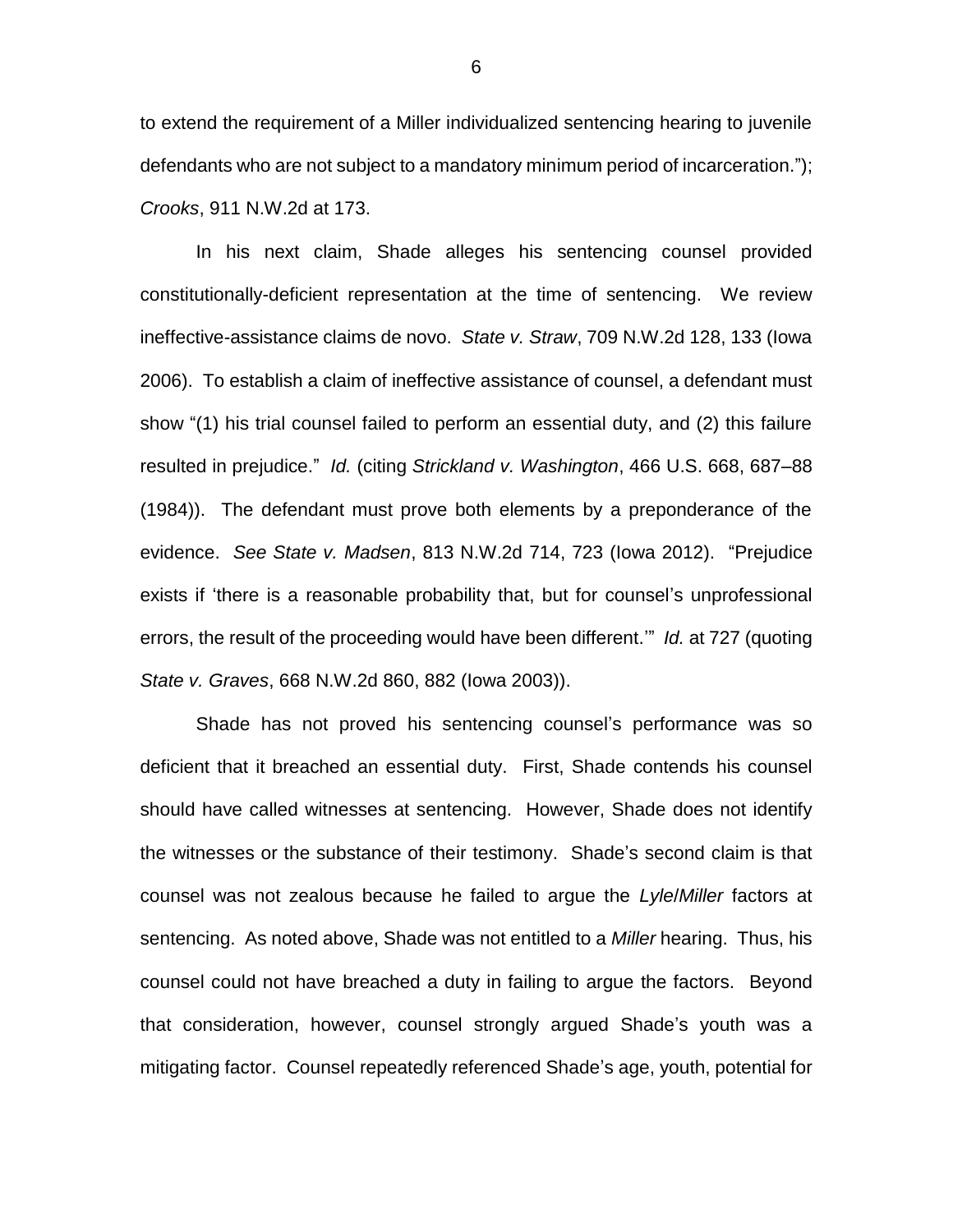to extend the requirement of a Miller individualized sentencing hearing to juvenile defendants who are not subject to a mandatory minimum period of incarceration."); *Crooks*, 911 N.W.2d at 173.

In his next claim, Shade alleges his sentencing counsel provided constitutionally-deficient representation at the time of sentencing. We review ineffective-assistance claims de novo. *State v. Straw*, 709 N.W.2d 128, 133 (Iowa 2006). To establish a claim of ineffective assistance of counsel, a defendant must show "(1) his trial counsel failed to perform an essential duty, and (2) this failure resulted in prejudice." *Id.* (citing *Strickland v. Washington*, 466 U.S. 668, 687–88 (1984)). The defendant must prove both elements by a preponderance of the evidence. *See State v. Madsen*, 813 N.W.2d 714, 723 (Iowa 2012). "Prejudice exists if 'there is a reasonable probability that, but for counsel's unprofessional errors, the result of the proceeding would have been different.'" *Id.* at 727 (quoting *State v. Graves*, 668 N.W.2d 860, 882 (Iowa 2003)).

Shade has not proved his sentencing counsel's performance was so deficient that it breached an essential duty. First, Shade contends his counsel should have called witnesses at sentencing. However, Shade does not identify the witnesses or the substance of their testimony. Shade's second claim is that counsel was not zealous because he failed to argue the *Lyle*/*Miller* factors at sentencing. As noted above, Shade was not entitled to a *Miller* hearing. Thus, his counsel could not have breached a duty in failing to argue the factors. Beyond that consideration, however, counsel strongly argued Shade's youth was a mitigating factor. Counsel repeatedly referenced Shade's age, youth, potential for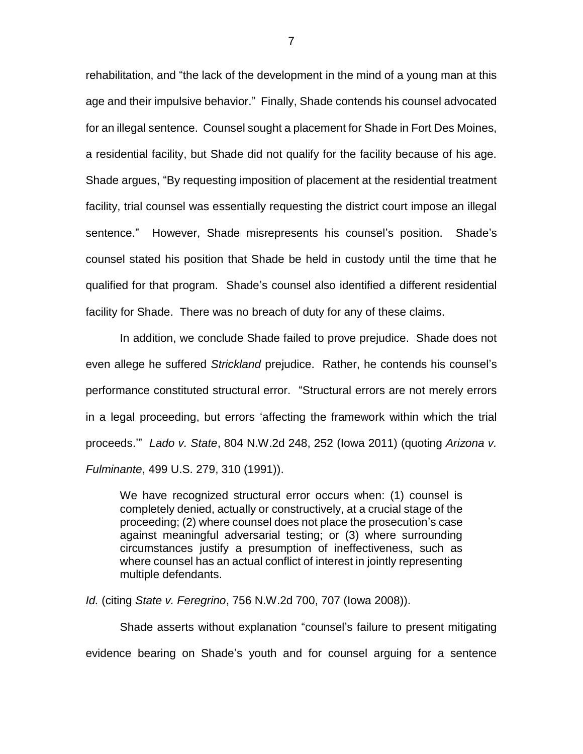rehabilitation, and "the lack of the development in the mind of a young man at this age and their impulsive behavior." Finally, Shade contends his counsel advocated for an illegal sentence. Counsel sought a placement for Shade in Fort Des Moines, a residential facility, but Shade did not qualify for the facility because of his age. Shade argues, "By requesting imposition of placement at the residential treatment facility, trial counsel was essentially requesting the district court impose an illegal sentence." However, Shade misrepresents his counsel's position. Shade's counsel stated his position that Shade be held in custody until the time that he qualified for that program. Shade's counsel also identified a different residential facility for Shade. There was no breach of duty for any of these claims.

In addition, we conclude Shade failed to prove prejudice. Shade does not even allege he suffered *Strickland* prejudice. Rather, he contends his counsel's performance constituted structural error. "Structural errors are not merely errors in a legal proceeding, but errors 'affecting the framework within which the trial proceeds.'" *Lado v. State*, 804 N.W.2d 248, 252 (Iowa 2011) (quoting *Arizona v. Fulminante*, 499 U.S. 279, 310 (1991)).

> We have recognized structural error occurs when: (1) counsel is completely denied, actually or constructively, at a crucial stage of the proceeding; (2) where counsel does not place the prosecution's case against meaningful adversarial testing; or (3) where surrounding circumstances justify a presumption of ineffectiveness, such as where counsel has an actual conflict of interest in jointly representing multiple defendants.

*Id.* (citing *State v. Feregrino*, 756 N.W.2d 700, 707 (Iowa 2008)).

Shade asserts without explanation "counsel's failure to present mitigating evidence bearing on Shade's youth and for counsel arguing for a sentence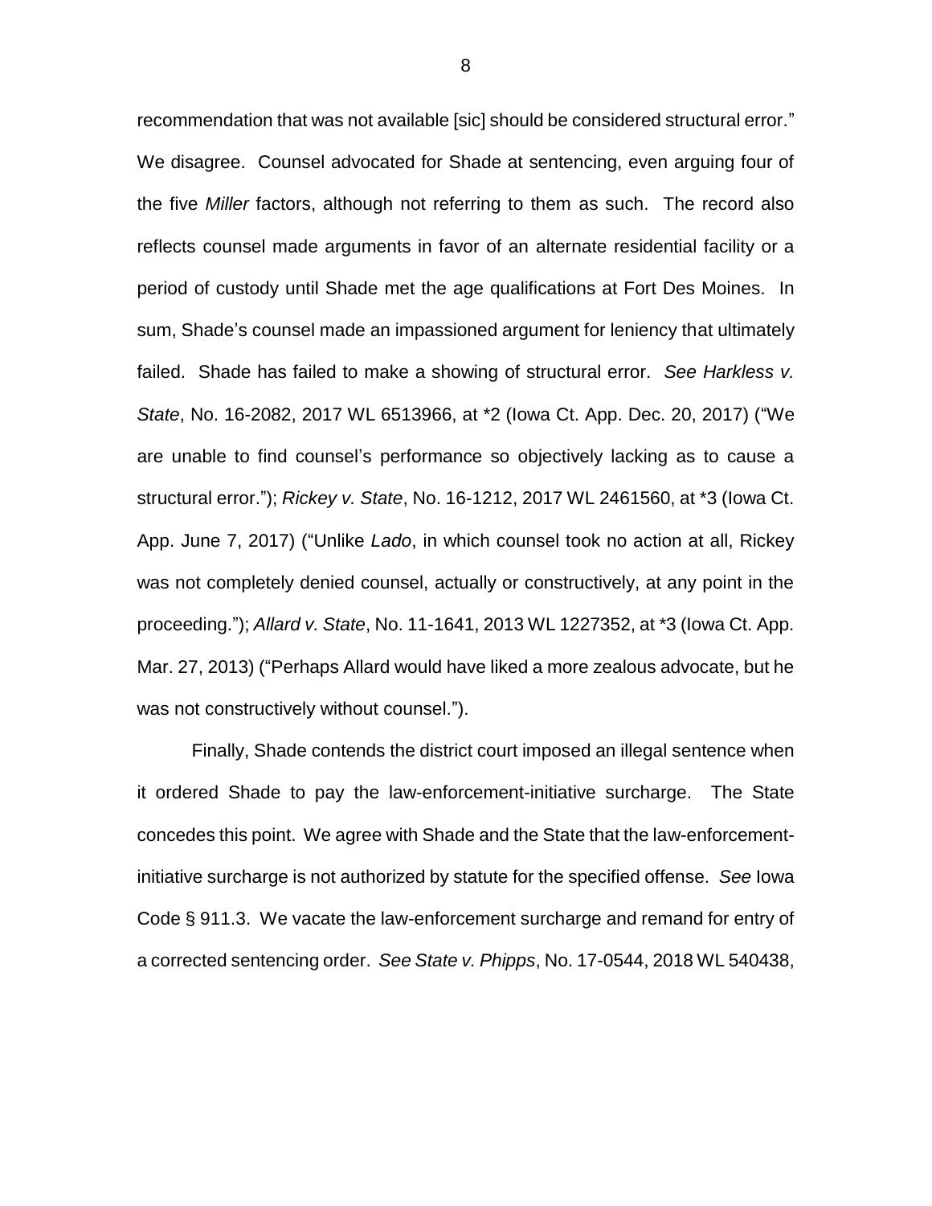recommendation that was not available [sic] should be considered structural error." We disagree. Counsel advocated for Shade at sentencing, even arguing four of the five *Miller* factors, although not referring to them as such. The record also reflects counsel made arguments in favor of an alternate residential facility or a period of custody until Shade met the age qualifications at Fort Des Moines. In sum, Shade's counsel made an impassioned argument for leniency that ultimately failed. Shade has failed to make a showing of structural error. *See Harkless v. State*, No. 16-2082, 2017 WL 6513966, at *2 (Iowa Ct. App. Dec. 20, 2017) ("We are unable to find counsel's performance so objectively lacking as to cause a structural error."); *Rickey v. State*, No. 16-1212, 2017 WL 2461560, at *3 (Iowa Ct. App. June 7, 2017) ("Unlike *Lado*, in which counsel took no action at all, Rickey was not completely denied counsel, actually or constructively, at any point in the proceeding."); *Allard v. State*, No. 11-1641, 2013 WL 1227352, at *3 (Iowa Ct. App. Mar. 27, 2013) ("Perhaps Allard would have liked a more zealous advocate, but he was not constructively without counsel.").

Finally, Shade contends the district court imposed an illegal sentence when it ordered Shade to pay the law-enforcement-initiative surcharge. The State concedes this point. We agree with Shade and the State that the law-enforcement-initiative surcharge is not authorized by statute for the specified offense. *See* Iowa Code § 911.3. We vacate the law-enforcement surcharge and remand for entry of a corrected sentencing order. *See State v. Phipps*, No. 17-0544, 2018 WL 540438,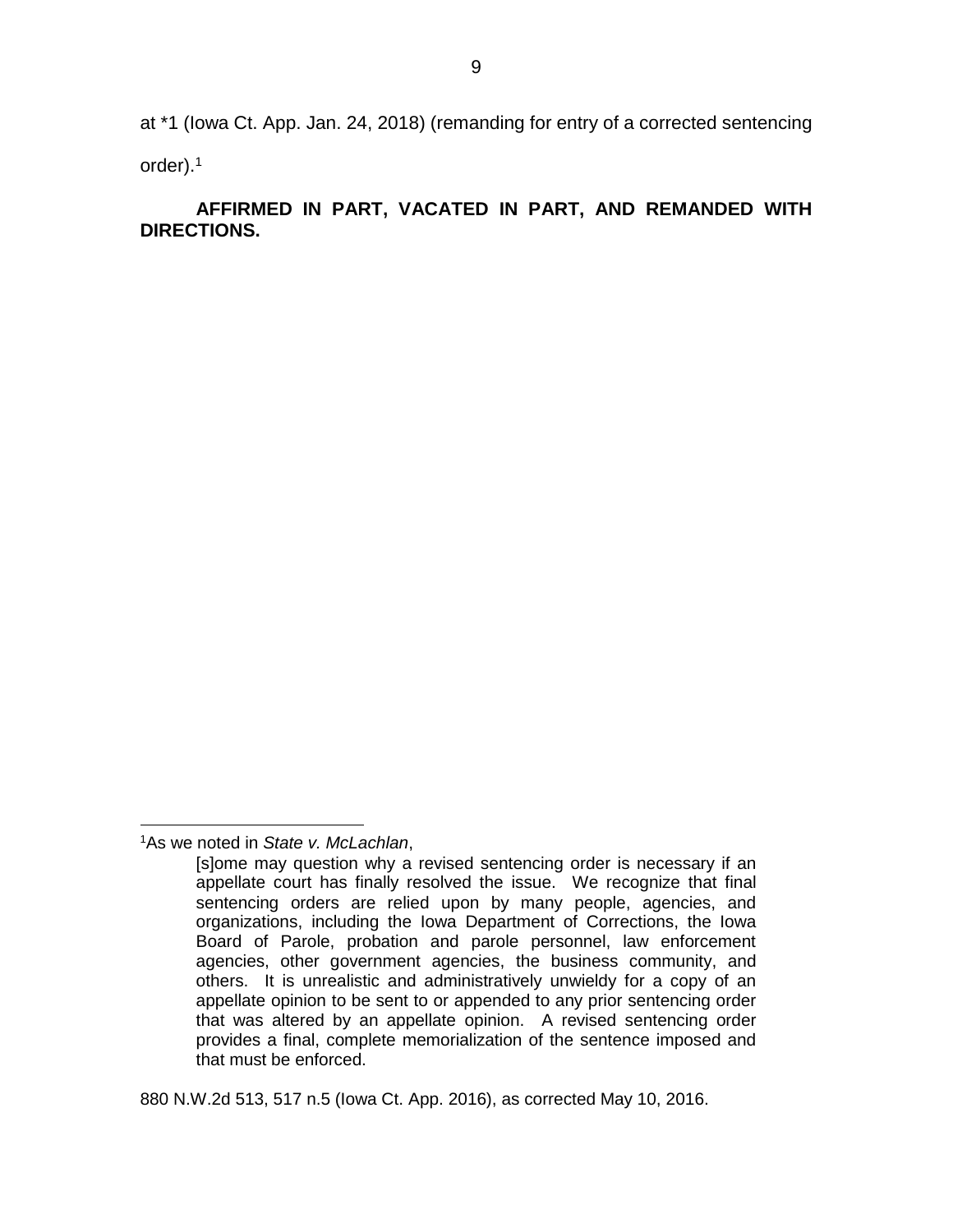at *1 (Iowa Ct. App. Jan. 24, 2018) (remanding for entry of a corrected sentencing order).[1]

**AFFIRMED IN PART, VACATED IN PART, AND REMANDED WITH DIRECTIONS.**

---

[1]As we noted in *State v. McLachlan*,

> [s]ome may question why a revised sentencing order is necessary if an appellate court has finally resolved the issue. We recognize that final sentencing orders are relied upon by many people, agencies, and organizations, including the Iowa Department of Corrections, the Iowa Board of Parole, probation and parole personnel, law enforcement agencies, other government agencies, the business community, and others. It is unrealistic and administratively unwieldy for a copy of an appellate opinion to be sent to or appended to any prior sentencing order that was altered by an appellate opinion. A revised sentencing order provides a final, complete memorialization of the sentence imposed and that must be enforced.

880 N.W.2d 513, 517 n.5 (Iowa Ct. App. 2016), as corrected May 10, 2016.